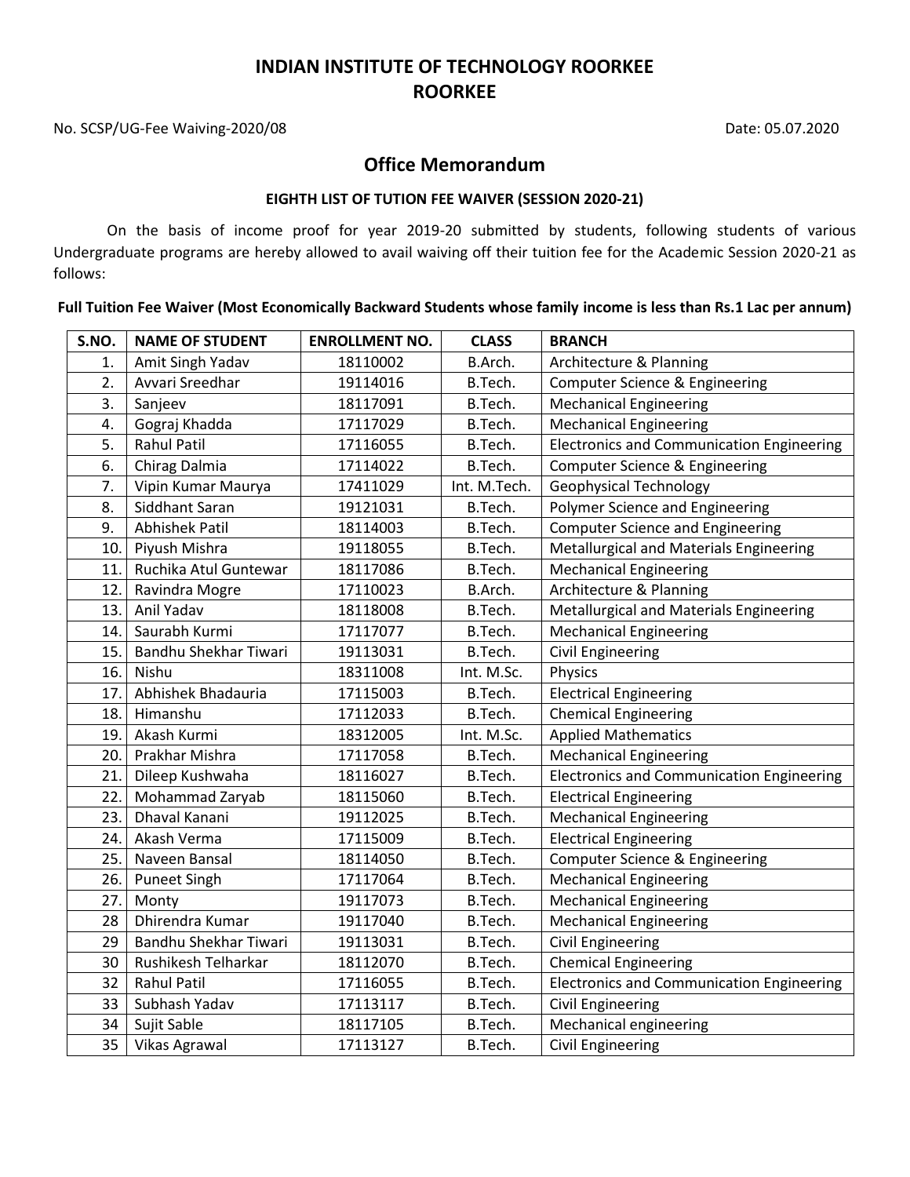# INDIAN INSTITUTE OF TECHNOLOGY ROORKEE
# ROORKEE

No. SCSP/UG-Fee Waiving-2020/08 Date: 05.07.2020

## Office Memorandum

### EIGHTH LIST OF TUTION FEE WAIVER (SESSION 2020-21)

On the basis of income proof for year 2019-20 submitted by students, following students of various Undergraduate programs are hereby allowed to avail waiving off their tuition fee for the Academic Session 2020-21 as follows:

**Full Tuition Fee Waiver (Most Economically Backward Students whose family income is less than Rs.1 Lac per annum)**

| S.NO. | NAME OF STUDENT | ENROLLMENT NO. | CLASS | BRANCH |
|---|---|---|---|---|
| 1. | Amit Singh Yadav | 18110002 | B.Arch. | Architecture & Planning |
| 2. | Avvari Sreedhar | 19114016 | B.Tech. | Computer Science & Engineering |
| 3. | Sanjeev | 18117091 | B.Tech. | Mechanical Engineering |
| 4. | Gograj Khadda | 17117029 | B.Tech. | Mechanical Engineering |
| 5. | Rahul Patil | 17116055 | B.Tech. | Electronics and Communication Engineering |
| 6. | Chirag Dalmia | 17114022 | B.Tech. | Computer Science & Engineering |
| 7. | Vipin Kumar Maurya | 17411029 | Int. M.Tech. | Geophysical Technology |
| 8. | Siddhant Saran | 19121031 | B.Tech. | Polymer Science and Engineering |
| 9. | Abhishek Patil | 18114003 | B.Tech. | Computer Science and Engineering |
| 10. | Piyush Mishra | 19118055 | B.Tech. | Metallurgical and Materials Engineering |
| 11. | Ruchika Atul Guntewar | 18117086 | B.Tech. | Mechanical Engineering |
| 12. | Ravindra Mogre | 17110023 | B.Arch. | Architecture & Planning |
| 13. | Anil Yadav | 18118008 | B.Tech. | Metallurgical and Materials Engineering |
| 14. | Saurabh Kurmi | 17117077 | B.Tech. | Mechanical Engineering |
| 15. | Bandhu Shekhar Tiwari | 19113031 | B.Tech. | Civil Engineering |
| 16. | Nishu | 18311008 | Int. M.Sc. | Physics |
| 17. | Abhishek Bhadauria | 17115003 | B.Tech. | Electrical Engineering |
| 18. | Himanshu | 17112033 | B.Tech. | Chemical Engineering |
| 19. | Akash Kurmi | 18312005 | Int. M.Sc. | Applied Mathematics |
| 20. | Prakhar Mishra | 17117058 | B.Tech. | Mechanical Engineering |
| 21. | Dileep Kushwaha | 18116027 | B.Tech. | Electronics and Communication Engineering |
| 22. | Mohammad Zaryab | 18115060 | B.Tech. | Electrical Engineering |
| 23. | Dhaval Kanani | 19112025 | B.Tech. | Mechanical Engineering |
| 24. | Akash Verma | 17115009 | B.Tech. | Electrical Engineering |
| 25. | Naveen Bansal | 18114050 | B.Tech. | Computer Science & Engineering |
| 26. | Puneet Singh | 17117064 | B.Tech. | Mechanical Engineering |
| 27. | Monty | 19117073 | B.Tech. | Mechanical Engineering |
| 28 | Dhirendra Kumar | 19117040 | B.Tech. | Mechanical Engineering |
| 29 | Bandhu Shekhar Tiwari | 19113031 | B.Tech. | Civil Engineering |
| 30 | Rushikesh Telharkar | 18112070 | B.Tech. | Chemical Engineering |
| 32 | Rahul Patil | 17116055 | B.Tech. | Electronics and Communication Engineering |
| 33 | Subhash Yadav | 17113117 | B.Tech. | Civil Engineering |
| 34 | Sujit Sable | 18117105 | B.Tech. | Mechanical engineering |
| 35 | Vikas Agrawal | 17113127 | B.Tech. | Civil Engineering |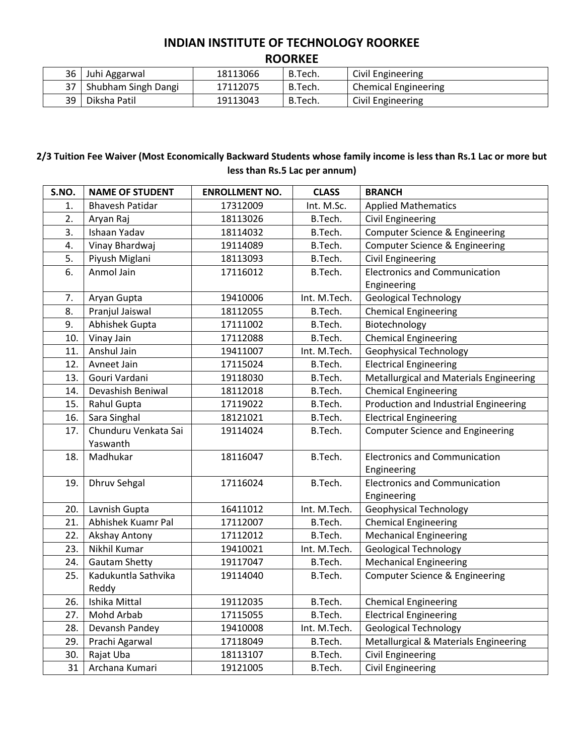# INDIAN INSTITUTE OF TECHNOLOGY ROORKEE

## ROORKEE

| | | | | |
|---|---|---|---|---|
| 36 | Juhi Aggarwal | 18113066 | B.Tech. | Civil Engineering |
| 37 | Shubham Singh Dangi | 17112075 | B.Tech. | Chemical Engineering |
| 39 | Diksha Patil | 19113043 | B.Tech. | Civil Engineering |

**2/3 Tuition Fee Waiver (Most Economically Backward Students whose family income is less than Rs.1 Lac or more but less than Rs.5 Lac per annum)**

| S.NO. | NAME OF STUDENT | ENROLLMENT NO. | CLASS | BRANCH |
|---|---|---|---|---|
| 1. | Bhavesh Patidar | 17312009 | Int. M.Sc. | Applied Mathematics |
| 2. | Aryan Raj | 18113026 | B.Tech. | Civil Engineering |
| 3. | Ishaan Yadav | 18114032 | B.Tech. | Computer Science & Engineering |
| 4. | Vinay Bhardwaj | 19114089 | B.Tech. | Computer Science & Engineering |
| 5. | Piyush Miglani | 18113093 | B.Tech. | Civil Engineering |
| 6. | Anmol Jain | 17116012 | B.Tech. | Electronics and Communication Engineering |
| 7. | Aryan Gupta | 19410006 | Int. M.Tech. | Geological Technology |
| 8. | Pranjul Jaiswal | 18112055 | B.Tech. | Chemical Engineering |
| 9. | Abhishek Gupta | 17111002 | B.Tech. | Biotechnology |
| 10. | Vinay Jain | 17112088 | B.Tech. | Chemical Engineering |
| 11. | Anshul Jain | 19411007 | Int. M.Tech. | Geophysical Technology |
| 12. | Avneet Jain | 17115024 | B.Tech. | Electrical Engineering |
| 13. | Gouri Vardani | 19118030 | B.Tech. | Metallurgical and Materials Engineering |
| 14. | Devashish Beniwal | 18112018 | B.Tech. | Chemical Engineering |
| 15. | Rahul Gupta | 17119022 | B.Tech. | Production and Industrial Engineering |
| 16. | Sara Singhal | 18121021 | B.Tech. | Electrical Engineering |
| 17. | Chunduru Venkata Sai Yaswanth | 19114024 | B.Tech. | Computer Science and Engineering |
| 18. | Madhukar | 18116047 | B.Tech. | Electronics and Communication Engineering |
| 19. | Dhruv Sehgal | 17116024 | B.Tech. | Electronics and Communication Engineering |
| 20. | Lavnish Gupta | 16411012 | Int. M.Tech. | Geophysical Technology |
| 21. | Abhishek Kuamr Pal | 17112007 | B.Tech. | Chemical Engineering |
| 22. | Akshay Antony | 17112012 | B.Tech. | Mechanical Engineering |
| 23. | Nikhil Kumar | 19410021 | Int. M.Tech. | Geological Technology |
| 24. | Gautam Shetty | 19117047 | B.Tech. | Mechanical Engineering |
| 25. | Kadukuntla Sathvika Reddy | 19114040 | B.Tech. | Computer Science & Engineering |
| 26. | Ishika Mittal | 19112035 | B.Tech. | Chemical Engineering |
| 27. | Mohd Arbab | 17115055 | B.Tech. | Electrical Engineering |
| 28. | Devansh Pandey | 19410008 | Int. M.Tech. | Geological Technology |
| 29. | Prachi Agarwal | 17118049 | B.Tech. | Metallurgical & Materials Engineering |
| 30. | Rajat Uba | 18113107 | B.Tech. | Civil Engineering |
| 31 | Archana Kumari | 19121005 | B.Tech. | Civil Engineering |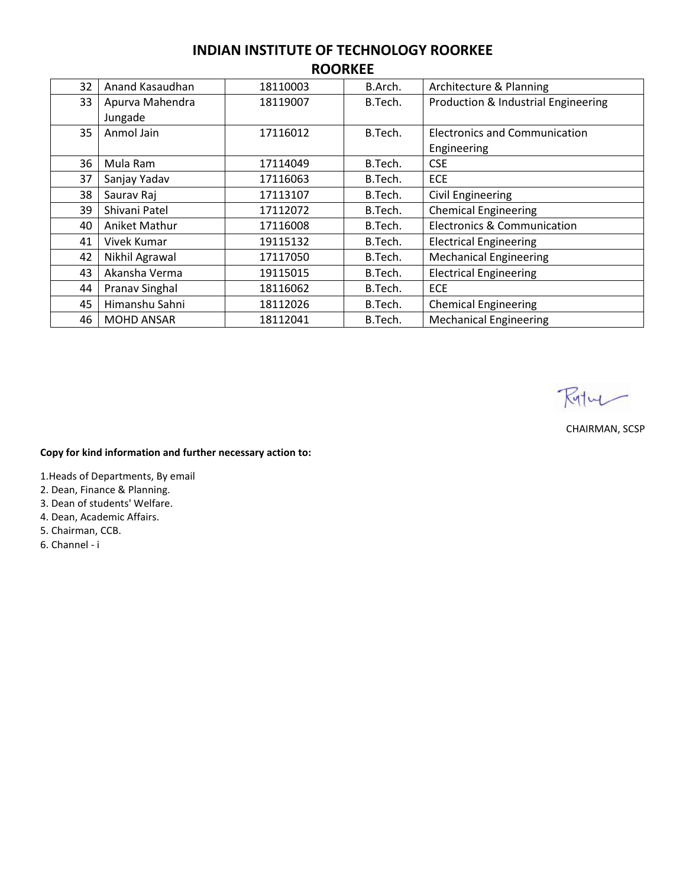## INDIAN INSTITUTE OF TECHNOLOGY ROORKEE
## ROORKEE

| | | | | |
|---|---|---|---|---|
| 32 | Anand Kasaudhan | 18110003 | B.Arch. | Architecture & Planning |
| 33 | Apurva Mahendra Jungade | 18119007 | B.Tech. | Production & Industrial Engineering |
| 35 | Anmol Jain | 17116012 | B.Tech. | Electronics and Communication Engineering |
| 36 | Mula Ram | 17114049 | B.Tech. | CSE |
| 37 | Sanjay Yadav | 17116063 | B.Tech. | ECE |
| 38 | Saurav Raj | 17113107 | B.Tech. | Civil Engineering |
| 39 | Shivani Patel | 17112072 | B.Tech. | Chemical Engineering |
| 40 | Aniket Mathur | 17116008 | B.Tech. | Electronics & Communication |
| 41 | Vivek Kumar | 19115132 | B.Tech. | Electrical Engineering |
| 42 | Nikhil Agrawal | 17117050 | B.Tech. | Mechanical Engineering |
| 43 | Akansha Verma | 19115015 | B.Tech. | Electrical Engineering |
| 44 | Pranav Singhal | 18116062 | B.Tech. | ECE |
| 45 | Himanshu Sahni | 18112026 | B.Tech. | Chemical Engineering |
| 46 | MOHD ANSAR | 18112041 | B.Tech. | Mechanical Engineering |

CHAIRMAN, SCSP

**Copy for kind information and further necessary action to:**

1.Heads of Departments, By email
2. Dean, Finance & Planning.
3. Dean of students' Welfare.
4. Dean, Academic Affairs.
5. Chairman, CCB.
6. Channel - i